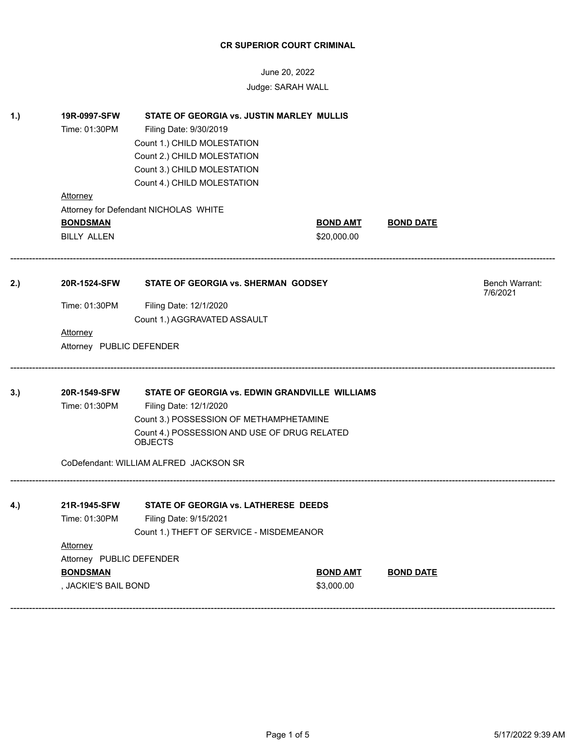**CR SUPERIOR COURT CRIMINAL**

June 20, 2022

Judge: SARAH WALL

**1.) 19R-0997-SFW STATE OF GEORGIA vs. JUSTIN MARLEY MULLIS**

Time: 01:30PM Filing Date: 9/30/2019

Count 1.) CHILD MOLESTATION
Count 2.) CHILD MOLESTATION
Count 3.) CHILD MOLESTATION
Count 4.) CHILD MOLESTATION

Attorney

Attorney for Defendant NICHOLAS WHITE

| BONDSMAN | BOND AMT | BOND DATE |
|---|---|---|
| BILLY ALLEN | $20,000.00 | |

---

**2.) 20R-1524-SFW STATE OF GEORGIA vs. SHERMAN GODSEY**

Bench Warrant: 7/6/2021

Time: 01:30PM Filing Date: 12/1/2020

Count 1.) AGGRAVATED ASSAULT

Attorney

Attorney PUBLIC DEFENDER

---

**3.) 20R-1549-SFW STATE OF GEORGIA vs. EDWIN GRANDVILLE WILLIAMS**

Time: 01:30PM Filing Date: 12/1/2020

Count 3.) POSSESSION OF METHAMPHETAMINE
Count 4.) POSSESSION AND USE OF DRUG RELATED OBJECTS

CoDefendant: WILLIAM ALFRED JACKSON SR

---

**4.) 21R-1945-SFW STATE OF GEORGIA vs. LATHERESE DEEDS**

Time: 01:30PM Filing Date: 9/15/2021

Count 1.) THEFT OF SERVICE - MISDEMEANOR

Attorney

Attorney PUBLIC DEFENDER

| BONDSMAN | BOND AMT | BOND DATE |
|---|---|---|
| , JACKIE'S BAIL BOND | $3,000.00 | |

---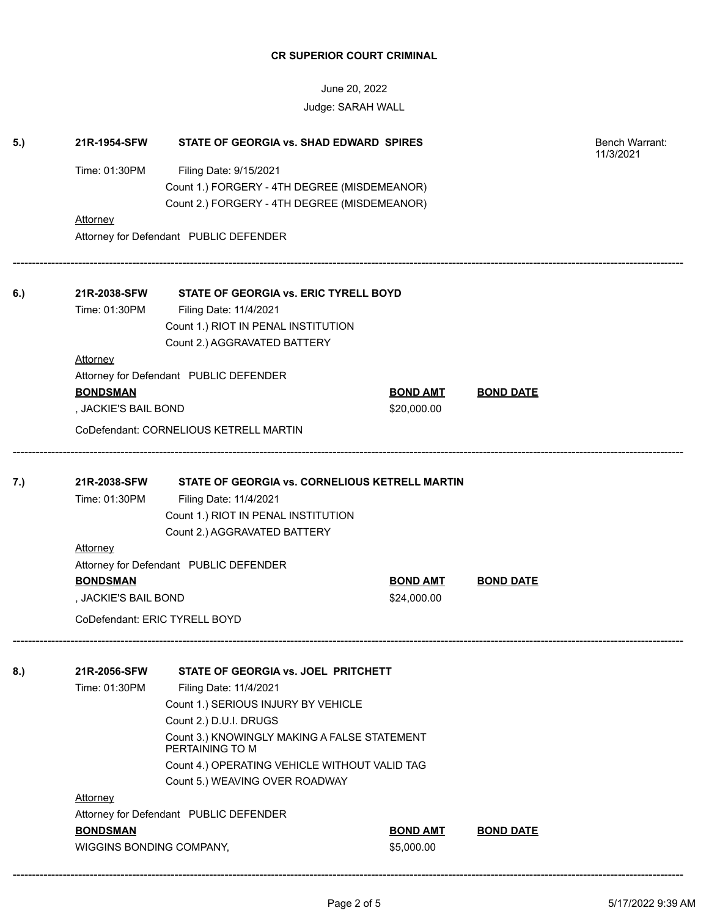**CR SUPERIOR COURT CRIMINAL**

June 20, 2022

Judge: SARAH WALL

**5.) 21R-1954-SFW STATE OF GEORGIA vs. SHAD EDWARD SPIRES** — Bench Warrant: 11/3/2021

Time: 01:30PM Filing Date: 9/15/2021

Count 1.) FORGERY - 4TH DEGREE (MISDEMEANOR)

Count 2.) FORGERY - 4TH DEGREE (MISDEMEANOR)

Attorney

Attorney for Defendant PUBLIC DEFENDER

---

**6.) 21R-2038-SFW STATE OF GEORGIA vs. ERIC TYRELL BOYD**

Time: 01:30PM Filing Date: 11/4/2021

Count 1.) RIOT IN PENAL INSTITUTION

Count 2.) AGGRAVATED BATTERY

Attorney

Attorney for Defendant PUBLIC DEFENDER

| BONDSMAN | BOND AMT | BOND DATE |
|---|---|---|
| , JACKIE'S BAIL BOND | $20,000.00 | |

CoDefendant: CORNELIOUS KETRELL MARTIN

---

**7.) 21R-2038-SFW STATE OF GEORGIA vs. CORNELIOUS KETRELL MARTIN**

Time: 01:30PM Filing Date: 11/4/2021

Count 1.) RIOT IN PENAL INSTITUTION

Count 2.) AGGRAVATED BATTERY

Attorney

Attorney for Defendant PUBLIC DEFENDER

| BONDSMAN | BOND AMT | BOND DATE |
|---|---|---|
| , JACKIE'S BAIL BOND | $24,000.00 | |

CoDefendant: ERIC TYRELL BOYD

---

**8.) 21R-2056-SFW STATE OF GEORGIA vs. JOEL PRITCHETT**

Time: 01:30PM Filing Date: 11/4/2021

Count 1.) SERIOUS INJURY BY VEHICLE

Count 2.) D.U.I. DRUGS

Count 3.) KNOWINGLY MAKING A FALSE STATEMENT PERTAINING TO M

Count 4.) OPERATING VEHICLE WITHOUT VALID TAG

Count 5.) WEAVING OVER ROADWAY

Attorney

Attorney for Defendant PUBLIC DEFENDER

| BONDSMAN | BOND AMT | BOND DATE |
|---|---|---|
| WIGGINS BONDING COMPANY, | $5,000.00 | |

---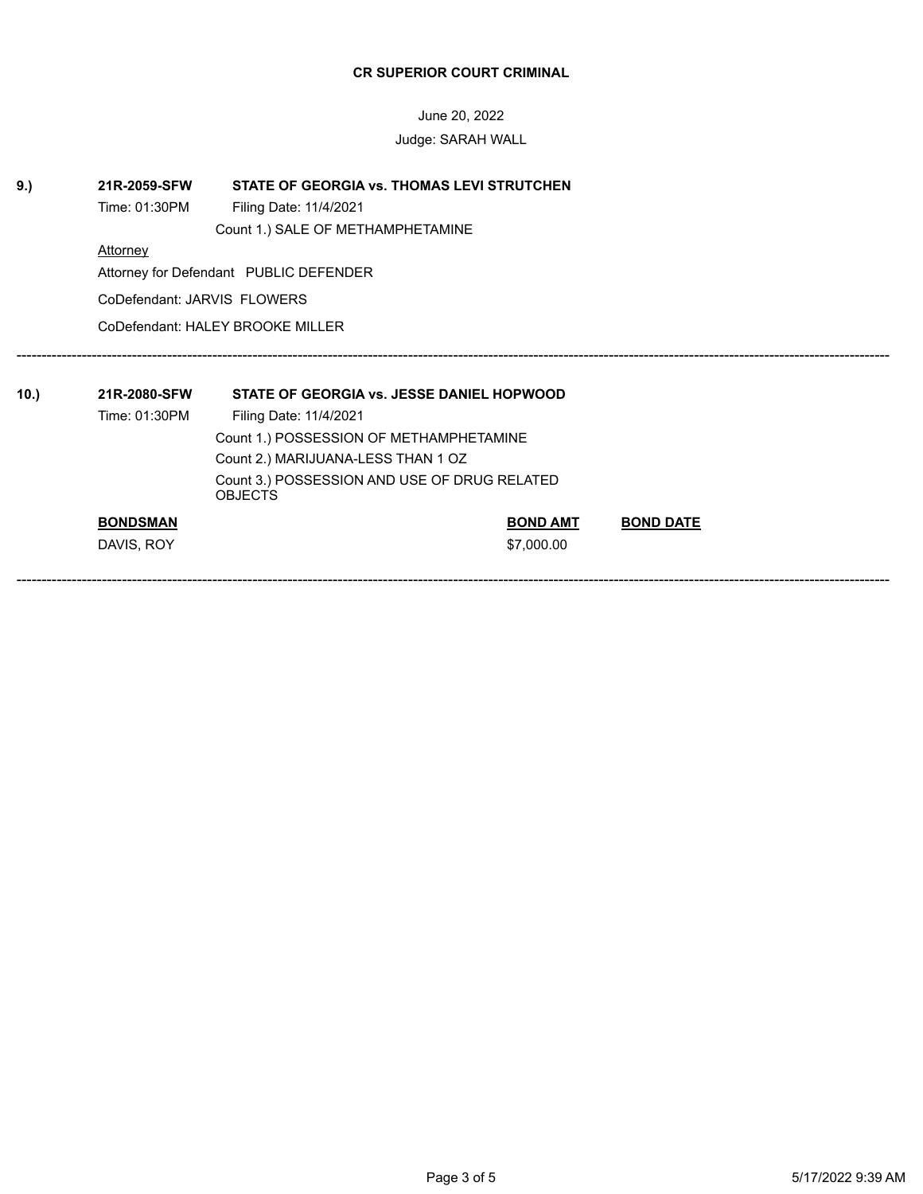**CR SUPERIOR COURT CRIMINAL**

June 20, 2022

Judge: SARAH WALL

**9.)** **21R-2059-SFW** **STATE OF GEORGIA vs. THOMAS LEVI STRUTCHEN**

Time: 01:30PM Filing Date: 11/4/2021

Count 1.) SALE OF METHAMPHETAMINE

Attorney

Attorney for Defendant PUBLIC DEFENDER

CoDefendant: JARVIS FLOWERS

CoDefendant: HALEY BROOKE MILLER

---

**10.)** **21R-2080-SFW** **STATE OF GEORGIA vs. JESSE DANIEL HOPWOOD**

Time: 01:30PM Filing Date: 11/4/2021

Count 1.) POSSESSION OF METHAMPHETAMINE

Count 2.) MARIJUANA-LESS THAN 1 OZ

Count 3.) POSSESSION AND USE OF DRUG RELATED OBJECTS

| **BONDSMAN** | **BOND AMT** | **BOND DATE** |
| --- | --- | --- |
| DAVIS, ROY | $7,000.00 | |

---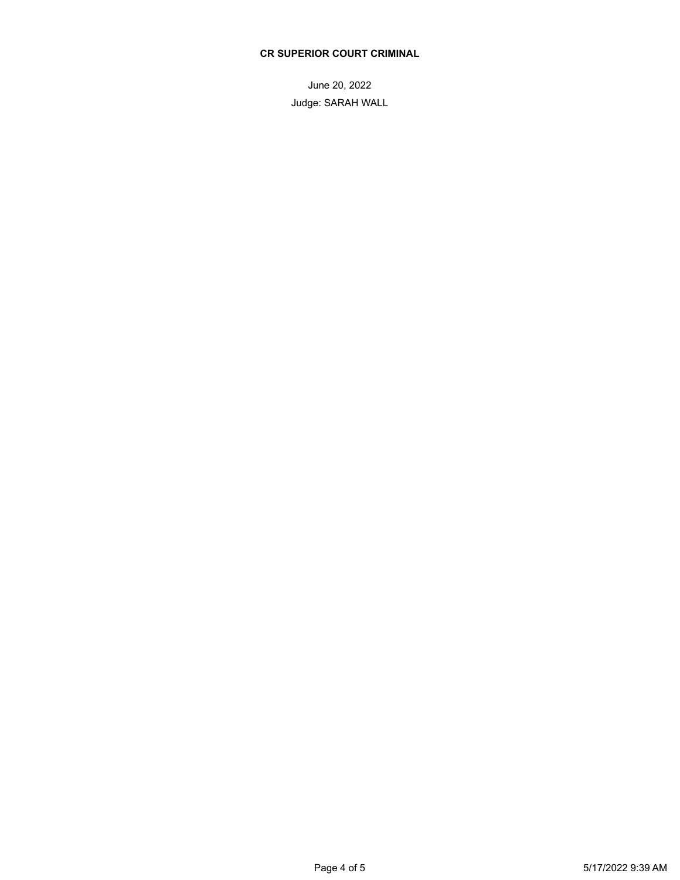**CR SUPERIOR COURT CRIMINAL**

June 20, 2022

Judge: SARAH WALL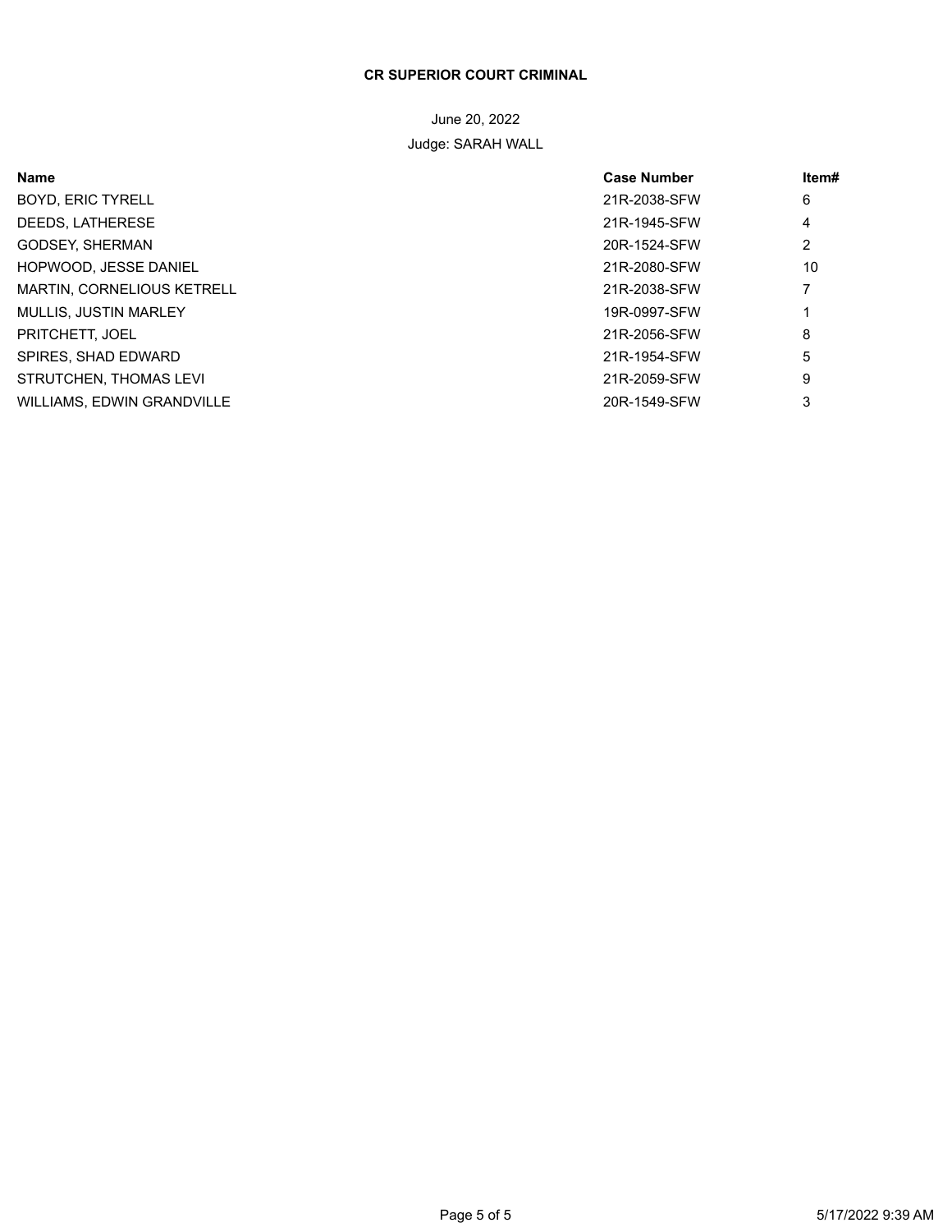**CR SUPERIOR COURT CRIMINAL**

June 20, 2022

Judge: SARAH WALL

| Name | Case Number | Item# |
| --- | --- | --- |
| BOYD, ERIC TYRELL | 21R-2038-SFW | 6 |
| DEEDS, LATHERESE | 21R-1945-SFW | 4 |
| GODSEY, SHERMAN | 20R-1524-SFW | 2 |
| HOPWOOD, JESSE DANIEL | 21R-2080-SFW | 10 |
| MARTIN, CORNELIOUS KETRELL | 21R-2038-SFW | 7 |
| MULLIS, JUSTIN MARLEY | 19R-0997-SFW | 1 |
| PRITCHETT, JOEL | 21R-2056-SFW | 8 |
| SPIRES, SHAD EDWARD | 21R-1954-SFW | 5 |
| STRUTCHEN, THOMAS LEVI | 21R-2059-SFW | 9 |
| WILLIAMS, EDWIN GRANDVILLE | 20R-1549-SFW | 3 |

5/17/2022 9:39 AM